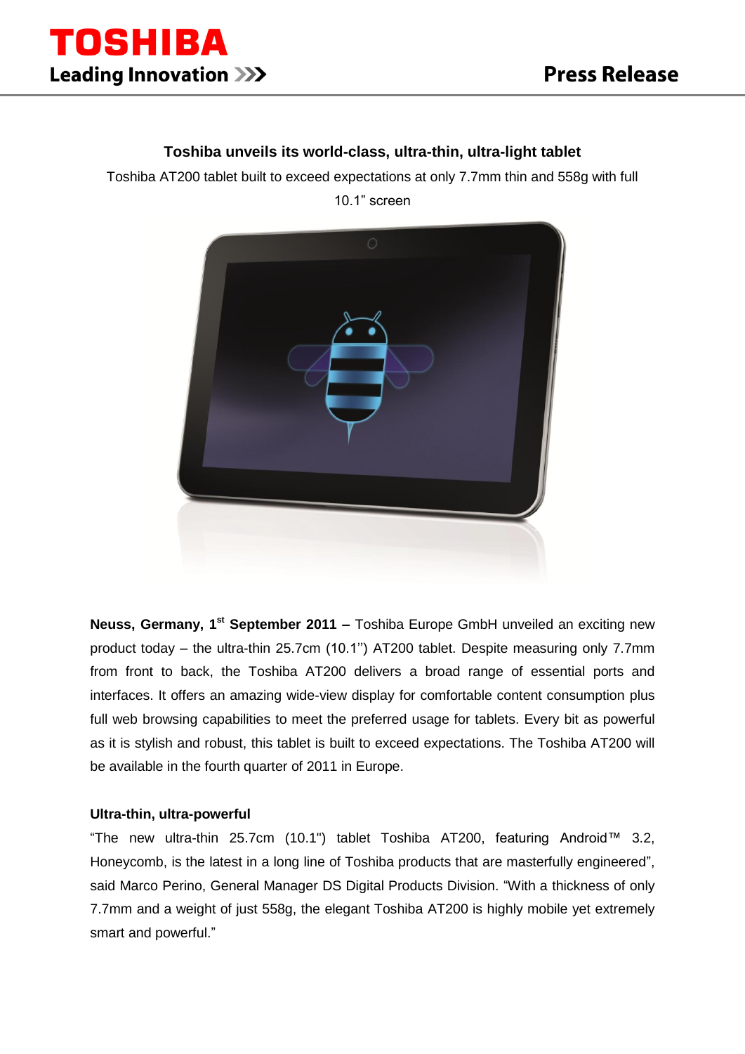**TOSHIBA**
**Leading Innovation >>>**

**Press Release**

## Toshiba unveils its world-class, ultra-thin, ultra-light tablet

Toshiba AT200 tablet built to exceed expectations at only 7.7mm thin and 558g with full 10.1" screen

**Neuss, Germany, 1st September 2011 –** Toshiba Europe GmbH unveiled an exciting new product today – the ultra-thin 25.7cm (10.1'') AT200 tablet. Despite measuring only 7.7mm from front to back, the Toshiba AT200 delivers a broad range of essential ports and interfaces. It offers an amazing wide-view display for comfortable content consumption plus full web browsing capabilities to meet the preferred usage for tablets. Every bit as powerful as it is stylish and robust, this tablet is built to exceed expectations. The Toshiba AT200 will be available in the fourth quarter of 2011 in Europe.

### Ultra-thin, ultra-powerful

"The new ultra-thin 25.7cm (10.1") tablet Toshiba AT200, featuring Android™ 3.2, Honeycomb, is the latest in a long line of Toshiba products that are masterfully engineered", said Marco Perino, General Manager DS Digital Products Division. "With a thickness of only 7.7mm and a weight of just 558g, the elegant Toshiba AT200 is highly mobile yet extremely smart and powerful."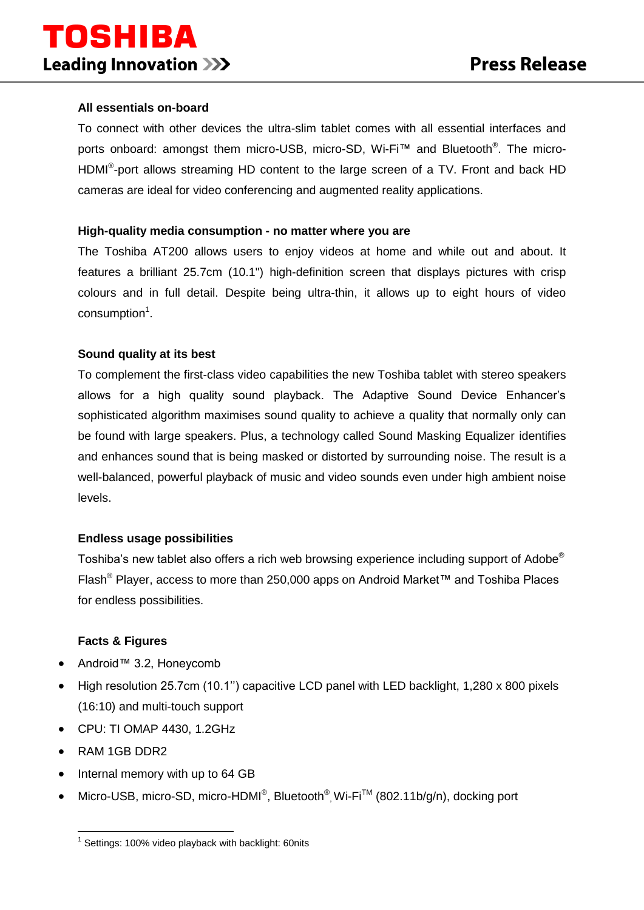**All essentials on-board**

To connect with other devices the ultra-slim tablet comes with all essential interfaces and ports onboard: amongst them micro-USB, micro-SD, Wi-Fi™ and Bluetooth®. The micro-HDMI®-port allows streaming HD content to the large screen of a TV. Front and back HD cameras are ideal for video conferencing and augmented reality applications.

**High-quality media consumption - no matter where you are**

The Toshiba AT200 allows users to enjoy videos at home and while out and about. It features a brilliant 25.7cm (10.1") high-definition screen that displays pictures with crisp colours and in full detail. Despite being ultra-thin, it allows up to eight hours of video consumption[1].

**Sound quality at its best**

To complement the first-class video capabilities the new Toshiba tablet with stereo speakers allows for a high quality sound playback. The Adaptive Sound Device Enhancer's sophisticated algorithm maximises sound quality to achieve a quality that normally only can be found with large speakers. Plus, a technology called Sound Masking Equalizer identifies and enhances sound that is being masked or distorted by surrounding noise. The result is a well-balanced, powerful playback of music and video sounds even under high ambient noise levels.

**Endless usage possibilities**

Toshiba's new tablet also offers a rich web browsing experience including support of Adobe® Flash® Player, access to more than 250,000 apps on Android Market™ and Toshiba Places for endless possibilities.

**Facts & Figures**

- Android™ 3.2, Honeycomb
- High resolution 25.7cm (10.1'') capacitive LCD panel with LED backlight, 1,280 x 800 pixels (16:10) and multi-touch support
- CPU: TI OMAP 4430, 1.2GHz
- RAM 1GB DDR2
- Internal memory with up to 64 GB
- Micro-USB, micro-SD, micro-HDMI®, Bluetooth®, Wi-Fi™ (802.11b/g/n), docking port

---

[1] Settings: 100% video playback with backlight: 60nits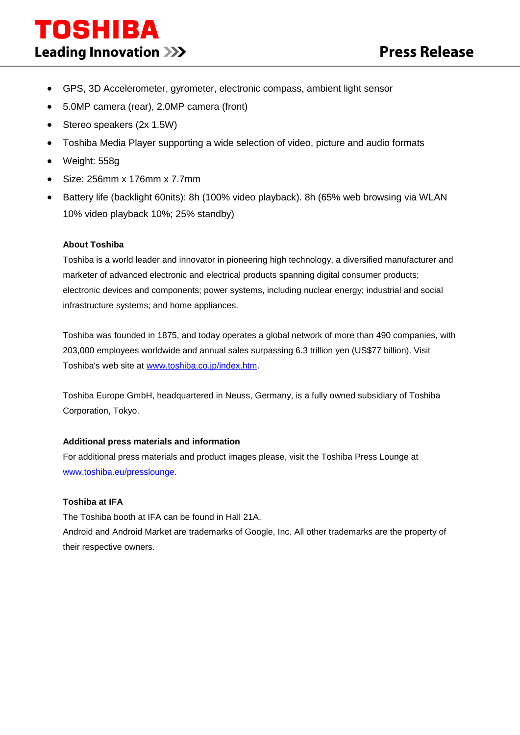- GPS, 3D Accelerometer, gyrometer, electronic compass, ambient light sensor
- 5.0MP camera (rear), 2.0MP camera (front)
- Stereo speakers (2x 1.5W)
- Toshiba Media Player supporting a wide selection of video, picture and audio formats
- Weight: 558g
- Size: 256mm x 176mm x 7.7mm
- Battery life (backlight 60nits): 8h (100% video playback). 8h (65% web browsing via WLAN 10% video playback 10%; 25% standby)

**About Toshiba**

Toshiba is a world leader and innovator in pioneering high technology, a diversified manufacturer and marketer of advanced electronic and electrical products spanning digital consumer products; electronic devices and components; power systems, including nuclear energy; industrial and social infrastructure systems; and home appliances.

Toshiba was founded in 1875, and today operates a global network of more than 490 companies, with 203,000 employees worldwide and annual sales surpassing 6.3 trillion yen (US$77 billion). Visit Toshiba's web site at [www.toshiba.co.jp/index.htm](www.toshiba.co.jp/index.htm).

Toshiba Europe GmbH, headquartered in Neuss, Germany, is a fully owned subsidiary of Toshiba Corporation, Tokyo.

**Additional press materials and information**

For additional press materials and product images please, visit the Toshiba Press Lounge at [www.toshiba.eu/presslounge](www.toshiba.eu/presslounge).

**Toshiba at IFA**

The Toshiba booth at IFA can be found in Hall 21A.
Android and Android Market are trademarks of Google, Inc. All other trademarks are the property of their respective owners.